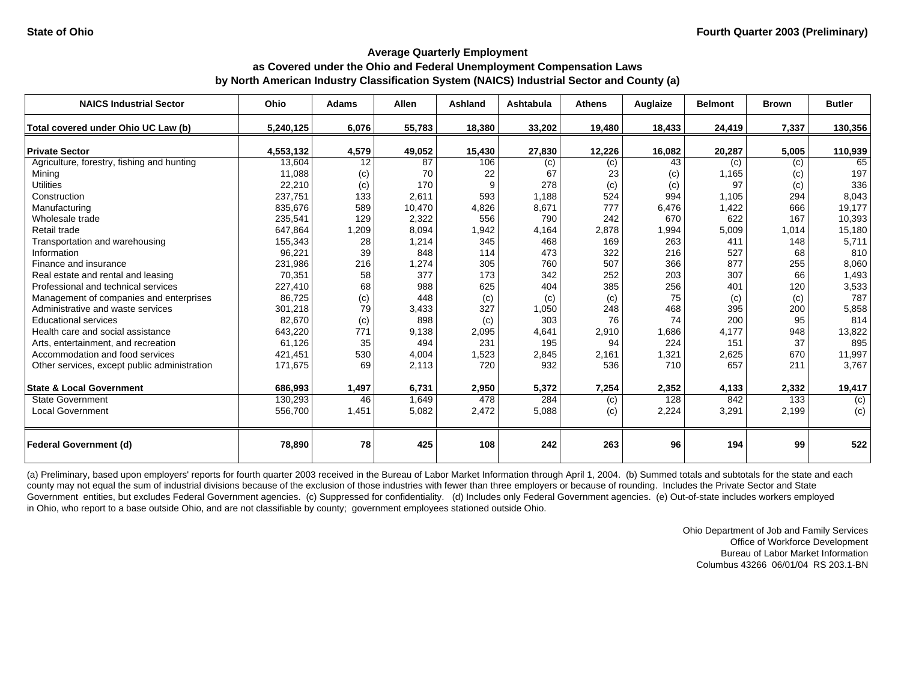State of Ohio

Fourth Quarter 2003 (Preliminary)

## Average Quarterly Employment as Covered under the Ohio and Federal Unemployment Compensation Laws by North American Industry Classification System (NAICS) Industrial Sector and County (a)

| NAICS Industrial Sector | Ohio | Adams | Allen | Ashland | Ashtabula | Athens | Auglaize | Belmont | Brown | Butler |
|---|---|---|---|---|---|---|---|---|---|---|
| **Total covered under Ohio UC Law (b)** | **5,240,125** | **6,076** | **55,783** | **18,380** | **33,202** | **19,480** | **18,433** | **24,419** | **7,337** | **130,356** |
| **Private Sector** | **4,553,132** | **4,579** | **49,052** | **15,430** | **27,830** | **12,226** | **16,082** | **20,287** | **5,005** | **110,939** |
| Agriculture, forestry, fishing and hunting | 13,604 | 12 | 87 | 106 | (c) | (c) | 43 | (c) | (c) | 65 |
| Mining | 11,088 | (c) | 70 | 22 | 67 | 23 | (c) | 1,165 | (c) | 197 |
| Utilities | 22,210 | (c) | 170 | 9 | 278 | (c) | (c) | 97 | (c) | 336 |
| Construction | 237,751 | 133 | 2,611 | 593 | 1,188 | 524 | 994 | 1,105 | 294 | 8,043 |
| Manufacturing | 835,676 | 589 | 10,470 | 4,826 | 8,671 | 777 | 6,476 | 1,422 | 666 | 19,177 |
| Wholesale trade | 235,541 | 129 | 2,322 | 556 | 790 | 242 | 670 | 622 | 167 | 10,393 |
| Retail trade | 647,864 | 1,209 | 8,094 | 1,942 | 4,164 | 2,878 | 1,994 | 5,009 | 1,014 | 15,180 |
| Transportation and warehousing | 155,343 | 28 | 1,214 | 345 | 468 | 169 | 263 | 411 | 148 | 5,711 |
| Information | 96,221 | 39 | 848 | 114 | 473 | 322 | 216 | 527 | 68 | 810 |
| Finance and insurance | 231,986 | 216 | 1,274 | 305 | 760 | 507 | 366 | 877 | 255 | 8,060 |
| Real estate and rental and leasing | 70,351 | 58 | 377 | 173 | 342 | 252 | 203 | 307 | 66 | 1,493 |
| Professional and technical services | 227,410 | 68 | 988 | 625 | 404 | 385 | 256 | 401 | 120 | 3,533 |
| Management of companies and enterprises | 86,725 | (c) | 448 | (c) | (c) | (c) | 75 | (c) | (c) | 787 |
| Administrative and waste services | 301,218 | 79 | 3,433 | 327 | 1,050 | 248 | 468 | 395 | 200 | 5,858 |
| Educational services | 82,670 | (c) | 898 | (c) | 303 | 76 | 74 | 200 | 95 | 814 |
| Health care and social assistance | 643,220 | 771 | 9,138 | 2,095 | 4,641 | 2,910 | 1,686 | 4,177 | 948 | 13,822 |
| Arts, entertainment, and recreation | 61,126 | 35 | 494 | 231 | 195 | 94 | 224 | 151 | 37 | 895 |
| Accommodation and food services | 421,451 | 530 | 4,004 | 1,523 | 2,845 | 2,161 | 1,321 | 2,625 | 670 | 11,997 |
| Other services, except public administration | 171,675 | 69 | 2,113 | 720 | 932 | 536 | 710 | 657 | 211 | 3,767 |
| **State & Local Government** | **686,993** | **1,497** | **6,731** | **2,950** | **5,372** | **7,254** | **2,352** | **4,133** | **2,332** | **19,417** |
| State Government | 130,293 | 46 | 1,649 | 478 | 284 | (c) | 128 | 842 | 133 | (c) |
| Local Government | 556,700 | 1,451 | 5,082 | 2,472 | 5,088 | (c) | 2,224 | 3,291 | 2,199 | (c) |
| **Federal Government (d)** | **78,890** | **78** | **425** | **108** | **242** | **263** | **96** | **194** | **99** | **522** |

(a) Preliminary, based upon employers' reports for fourth quarter 2003 received in the Bureau of Labor Market Information through April 1, 2004. (b) Summed totals and subtotals for the state and each county may not equal the sum of industrial divisions because of the exclusion of those industries with fewer than three employers or because of rounding. Includes the Private Sector and State Government entities, but excludes Federal Government agencies. (c) Suppressed for confidentiality. (d) Includes only Federal Government agencies. (e) Out-of-state includes workers employed in Ohio, who report to a base outside Ohio, and are not classifiable by county; government employees stationed outside Ohio.

Ohio Department of Job and Family Services
Office of Workforce Development
Bureau of Labor Market Information
Columbus 43266 06/01/04 RS 203.1-BN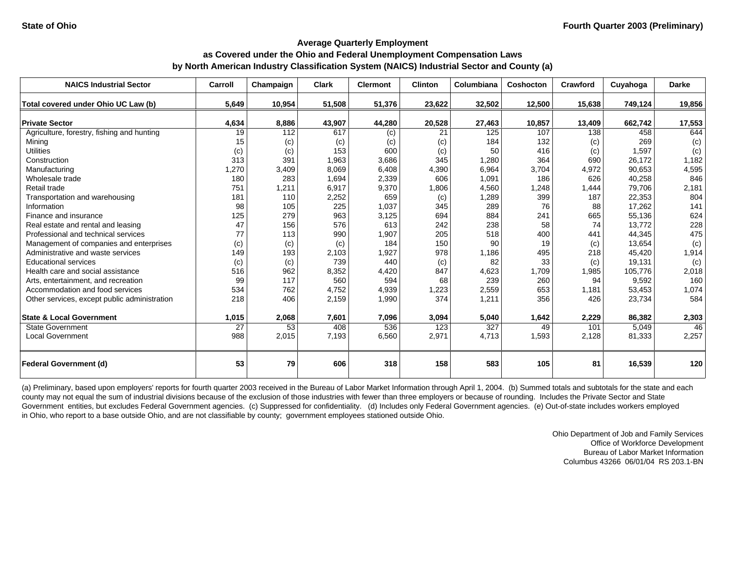**State of Ohio** **Fourth Quarter 2003 (Preliminary)**

## Average Quarterly Employment
## as Covered under the Ohio and Federal Unemployment Compensation Laws
## by North American Industry Classification System (NAICS) Industrial Sector and County (a)

| NAICS Industrial Sector | Carroll | Champaign | Clark | Clermont | Clinton | Columbiana | Coshocton | Crawford | Cuyahoga | Darke |
|---|---|---|---|---|---|---|---|---|---|---|
| **Total covered under Ohio UC Law (b)** | **5,649** | **10,954** | **51,508** | **51,376** | **23,622** | **32,502** | **12,500** | **15,638** | **749,124** | **19,856** |
| **Private Sector** | **4,634** | **8,886** | **43,907** | **44,280** | **20,528** | **27,463** | **10,857** | **13,409** | **662,742** | **17,553** |
| Agriculture, forestry, fishing and hunting | 19 | 112 | 617 | (c) | 21 | 125 | 107 | 138 | 458 | 644 |
| Mining | 15 | (c) | (c) | (c) | (c) | 184 | 132 | (c) | 269 | (c) |
| Utilities | (c) | (c) | 153 | 600 | (c) | 50 | 416 | (c) | 1,597 | (c) |
| Construction | 313 | 391 | 1,963 | 3,686 | 345 | 1,280 | 364 | 690 | 26,172 | 1,182 |
| Manufacturing | 1,270 | 3,409 | 8,069 | 6,408 | 4,390 | 6,964 | 3,704 | 4,972 | 90,653 | 4,595 |
| Wholesale trade | 180 | 283 | 1,694 | 2,339 | 606 | 1,091 | 186 | 626 | 40,258 | 846 |
| Retail trade | 751 | 1,211 | 6,917 | 9,370 | 1,806 | 4,560 | 1,248 | 1,444 | 79,706 | 2,181 |
| Transportation and warehousing | 181 | 110 | 2,252 | 659 | (c) | 1,289 | 399 | 187 | 22,353 | 804 |
| Information | 98 | 105 | 225 | 1,037 | 345 | 289 | 76 | 88 | 17,262 | 141 |
| Finance and insurance | 125 | 279 | 963 | 3,125 | 694 | 884 | 241 | 665 | 55,136 | 624 |
| Real estate and rental and leasing | 47 | 156 | 576 | 613 | 242 | 238 | 58 | 74 | 13,772 | 228 |
| Professional and technical services | 77 | 113 | 990 | 1,907 | 205 | 518 | 400 | 441 | 44,345 | 475 |
| Management of companies and enterprises | (c) | (c) | (c) | 184 | 150 | 90 | 19 | (c) | 13,654 | (c) |
| Administrative and waste services | 149 | 193 | 2,103 | 1,927 | 978 | 1,186 | 495 | 218 | 45,420 | 1,914 |
| Educational services | (c) | (c) | 739 | 440 | (c) | 82 | 33 | (c) | 19,131 | (c) |
| Health care and social assistance | 516 | 962 | 8,352 | 4,420 | 847 | 4,623 | 1,709 | 1,985 | 105,776 | 2,018 |
| Arts, entertainment, and recreation | 99 | 117 | 560 | 594 | 68 | 239 | 260 | 94 | 9,592 | 160 |
| Accommodation and food services | 534 | 762 | 4,752 | 4,939 | 1,223 | 2,559 | 653 | 1,181 | 53,453 | 1,074 |
| Other services, except public administration | 218 | 406 | 2,159 | 1,990 | 374 | 1,211 | 356 | 426 | 23,734 | 584 |
| **State & Local Government** | **1,015** | **2,068** | **7,601** | **7,096** | **3,094** | **5,040** | **1,642** | **2,229** | **86,382** | **2,303** |
| State Government | 27 | 53 | 408 | 536 | 123 | 327 | 49 | 101 | 5,049 | 46 |
| Local Government | 988 | 2,015 | 7,193 | 6,560 | 2,971 | 4,713 | 1,593 | 2,128 | 81,333 | 2,257 |
| **Federal Government (d)** | **53** | **79** | **606** | **318** | **158** | **583** | **105** | **81** | **16,539** | **120** |

(a) Preliminary, based upon employers' reports for fourth quarter 2003 received in the Bureau of Labor Market Information through April 1, 2004. (b) Summed totals and subtotals for the state and each county may not equal the sum of industrial divisions because of the exclusion of those industries with fewer than three employers or because of rounding. Includes the Private Sector and State Government entities, but excludes Federal Government agencies. (c) Suppressed for confidentiality. (d) Includes only Federal Government agencies. (e) Out-of-state includes workers employed in Ohio, who report to a base outside Ohio, and are not classifiable by county; government employees stationed outside Ohio.

Ohio Department of Job and Family Services
Office of Workforce Development
Bureau of Labor Market Information
Columbus 43266 06/01/04 RS 203.1-BN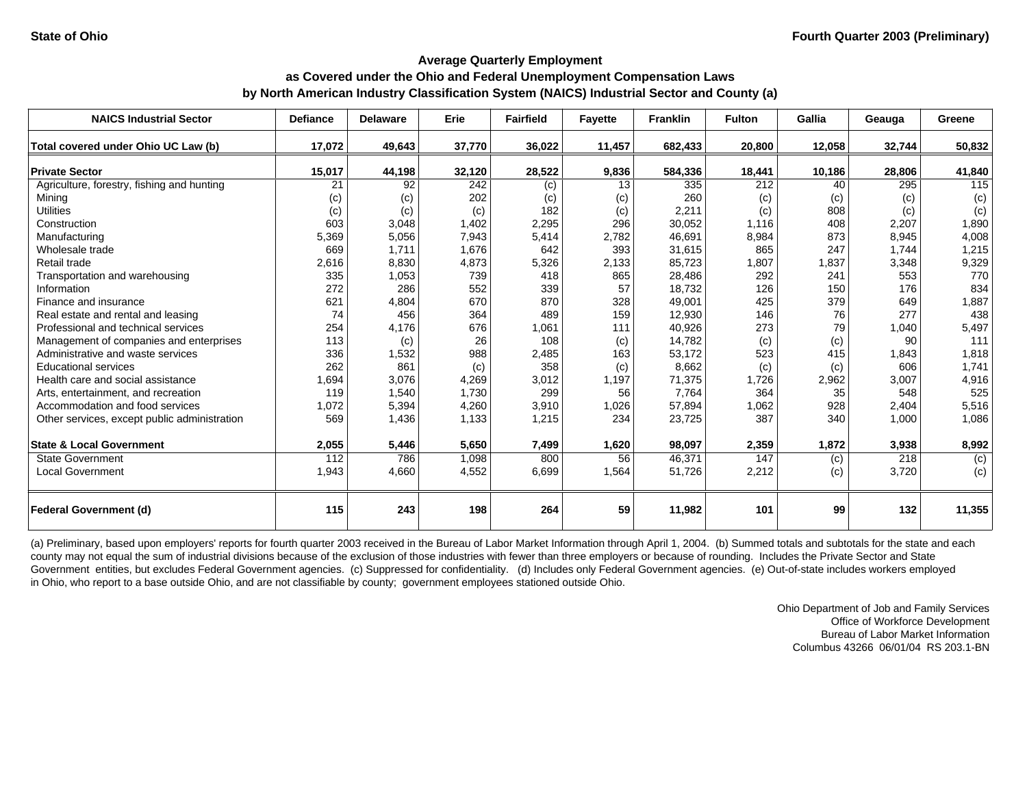**State of Ohio** **Fourth Quarter 2003 (Preliminary)**

### Average Quarterly Employment
### as Covered under the Ohio and Federal Unemployment Compensation Laws
### by North American Industry Classification System (NAICS) Industrial Sector and County (a)

| NAICS Industrial Sector | Defiance | Delaware | Erie | Fairfield | Fayette | Franklin | Fulton | Gallia | Geauga | Greene |
|---|---|---|---|---|---|---|---|---|---|---|
| **Total covered under Ohio UC Law (b)** | **17,072** | **49,643** | **37,770** | **36,022** | **11,457** | **682,433** | **20,800** | **12,058** | **32,744** | **50,832** |
| **Private Sector** | **15,017** | **44,198** | **32,120** | **28,522** | **9,836** | **584,336** | **18,441** | **10,186** | **28,806** | **41,840** |
| Agriculture, forestry, fishing and hunting | 21 | 92 | 242 | (c) | 13 | 335 | 212 | 40 | 295 | 115 |
| Mining | (c) | (c) | 202 | (c) | (c) | 260 | (c) | (c) | (c) | (c) |
| Utilities | (c) | (c) | (c) | 182 | (c) | 2,211 | (c) | 808 | (c) | (c) |
| Construction | 603 | 3,048 | 1,402 | 2,295 | 296 | 30,052 | 1,116 | 408 | 2,207 | 1,890 |
| Manufacturing | 5,369 | 5,056 | 7,943 | 5,414 | 2,782 | 46,691 | 8,984 | 873 | 8,945 | 4,008 |
| Wholesale trade | 669 | 1,711 | 1,676 | 642 | 393 | 31,615 | 865 | 247 | 1,744 | 1,215 |
| Retail trade | 2,616 | 8,830 | 4,873 | 5,326 | 2,133 | 85,723 | 1,807 | 1,837 | 3,348 | 9,329 |
| Transportation and warehousing | 335 | 1,053 | 739 | 418 | 865 | 28,486 | 292 | 241 | 553 | 770 |
| Information | 272 | 286 | 552 | 339 | 57 | 18,732 | 126 | 150 | 176 | 834 |
| Finance and insurance | 621 | 4,804 | 670 | 870 | 328 | 49,001 | 425 | 379 | 649 | 1,887 |
| Real estate and rental and leasing | 74 | 456 | 364 | 489 | 159 | 12,930 | 146 | 76 | 277 | 438 |
| Professional and technical services | 254 | 4,176 | 676 | 1,061 | 111 | 40,926 | 273 | 79 | 1,040 | 5,497 |
| Management of companies and enterprises | 113 | (c) | 26 | 108 | (c) | 14,782 | (c) | (c) | 90 | 111 |
| Administrative and waste services | 336 | 1,532 | 988 | 2,485 | 163 | 53,172 | 523 | 415 | 1,843 | 1,818 |
| Educational services | 262 | 861 | (c) | 358 | (c) | 8,662 | (c) | (c) | 606 | 1,741 |
| Health care and social assistance | 1,694 | 3,076 | 4,269 | 3,012 | 1,197 | 71,375 | 1,726 | 2,962 | 3,007 | 4,916 |
| Arts, entertainment, and recreation | 119 | 1,540 | 1,730 | 299 | 56 | 7,764 | 364 | 35 | 548 | 525 |
| Accommodation and food services | 1,072 | 5,394 | 4,260 | 3,910 | 1,026 | 57,894 | 1,062 | 928 | 2,404 | 5,516 |
| Other services, except public administration | 569 | 1,436 | 1,133 | 1,215 | 234 | 23,725 | 387 | 340 | 1,000 | 1,086 |
| **State & Local Government** | **2,055** | **5,446** | **5,650** | **7,499** | **1,620** | **98,097** | **2,359** | **1,872** | **3,938** | **8,992** |
| State Government | 112 | 786 | 1,098 | 800 | 56 | 46,371 | 147 | (c) | 218 | (c) |
| Local Government | 1,943 | 4,660 | 4,552 | 6,699 | 1,564 | 51,726 | 2,212 | (c) | 3,720 | (c) |
| **Federal Government (d)** | **115** | **243** | **198** | **264** | **59** | **11,982** | **101** | **99** | **132** | **11,355** |

(a) Preliminary, based upon employers' reports for fourth quarter 2003 received in the Bureau of Labor Market Information through April 1, 2004. (b) Summed totals and subtotals for the state and each county may not equal the sum of industrial divisions because of the exclusion of those industries with fewer than three employers or because of rounding. Includes the Private Sector and State Government entities, but excludes Federal Government agencies. (c) Suppressed for confidentiality. (d) Includes only Federal Government agencies. (e) Out-of-state includes workers employed in Ohio, who report to a base outside Ohio, and are not classifiable by county; government employees stationed outside Ohio.

Ohio Department of Job and Family Services
Office of Workforce Development
Bureau of Labor Market Information
Columbus 43266 06/01/04 RS 203.1-BN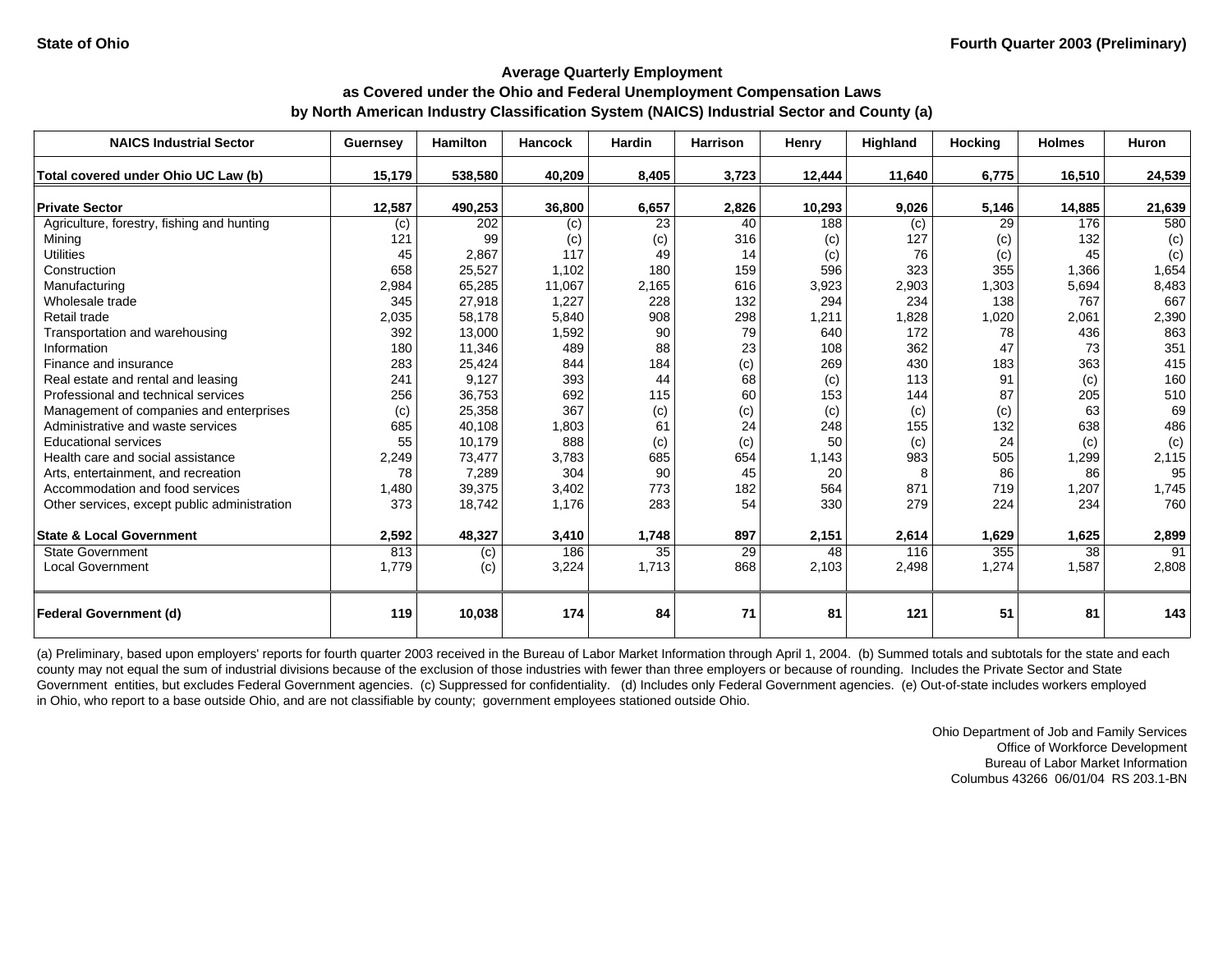**State of Ohio** | **Fourth Quarter 2003 (Preliminary)**

## Average Quarterly Employment
## as Covered under the Ohio and Federal Unemployment Compensation Laws
## by North American Industry Classification System (NAICS) Industrial Sector and County (a)

| NAICS Industrial Sector | Guernsey | Hamilton | Hancock | Hardin | Harrison | Henry | Highland | Hocking | Holmes | Huron |
|---|---|---|---|---|---|---|---|---|---|---|
| **Total covered under Ohio UC Law (b)** | **15,179** | **538,580** | **40,209** | **8,405** | **3,723** | **12,444** | **11,640** | **6,775** | **16,510** | **24,539** |
| **Private Sector** | **12,587** | **490,253** | **36,800** | **6,657** | **2,826** | **10,293** | **9,026** | **5,146** | **14,885** | **21,639** |
| Agriculture, forestry, fishing and hunting | (c) | 202 | (c) | 23 | 40 | 188 | (c) | 29 | 176 | 580 |
| Mining | 121 | 99 | (c) | (c) | 316 | (c) | 127 | (c) | 132 | (c) |
| Utilities | 45 | 2,867 | 117 | 49 | 14 | (c) | 76 | (c) | 45 | (c) |
| Construction | 658 | 25,527 | 1,102 | 180 | 159 | 596 | 323 | 355 | 1,366 | 1,654 |
| Manufacturing | 2,984 | 65,285 | 11,067 | 2,165 | 616 | 3,923 | 2,903 | 1,303 | 5,694 | 8,483 |
| Wholesale trade | 345 | 27,918 | 1,227 | 228 | 132 | 294 | 234 | 138 | 767 | 667 |
| Retail trade | 2,035 | 58,178 | 5,840 | 908 | 298 | 1,211 | 1,828 | 1,020 | 2,061 | 2,390 |
| Transportation and warehousing | 392 | 13,000 | 1,592 | 90 | 79 | 640 | 172 | 78 | 436 | 863 |
| Information | 180 | 11,346 | 489 | 88 | 23 | 108 | 362 | 47 | 73 | 351 |
| Finance and insurance | 283 | 25,424 | 844 | 184 | (c) | 269 | 430 | 183 | 363 | 415 |
| Real estate and rental and leasing | 241 | 9,127 | 393 | 44 | 68 | (c) | 113 | 91 | (c) | 160 |
| Professional and technical services | 256 | 36,753 | 692 | 115 | 60 | 153 | 144 | 87 | 205 | 510 |
| Management of companies and enterprises | (c) | 25,358 | 367 | (c) | (c) | (c) | (c) | (c) | 63 | 69 |
| Administrative and waste services | 685 | 40,108 | 1,803 | 61 | 24 | 248 | 155 | 132 | 638 | 486 |
| Educational services | 55 | 10,179 | 888 | (c) | (c) | 50 | (c) | 24 | (c) | (c) |
| Health care and social assistance | 2,249 | 73,477 | 3,783 | 685 | 654 | 1,143 | 983 | 505 | 1,299 | 2,115 |
| Arts, entertainment, and recreation | 78 | 7,289 | 304 | 90 | 45 | 20 | 8 | 86 | 86 | 95 |
| Accommodation and food services | 1,480 | 39,375 | 3,402 | 773 | 182 | 564 | 871 | 719 | 1,207 | 1,745 |
| Other services, except public administration | 373 | 18,742 | 1,176 | 283 | 54 | 330 | 279 | 224 | 234 | 760 |
| **State & Local Government** | **2,592** | **48,327** | **3,410** | **1,748** | **897** | **2,151** | **2,614** | **1,629** | **1,625** | **2,899** |
| State Government | 813 | (c) | 186 | 35 | 29 | 48 | 116 | 355 | 38 | 91 |
| Local Government | 1,779 | (c) | 3,224 | 1,713 | 868 | 2,103 | 2,498 | 1,274 | 1,587 | 2,808 |
| **Federal Government (d)** | **119** | **10,038** | **174** | **84** | **71** | **81** | **121** | **51** | **81** | **143** |

(a) Preliminary, based upon employers' reports for fourth quarter 2003 received in the Bureau of Labor Market Information through April 1, 2004. (b) Summed totals and subtotals for the state and each county may not equal the sum of industrial divisions because of the exclusion of those industries with fewer than three employers or because of rounding. Includes the Private Sector and State Government entities, but excludes Federal Government agencies. (c) Suppressed for confidentiality. (d) Includes only Federal Government agencies. (e) Out-of-state includes workers employed in Ohio, who report to a base outside Ohio, and are not classifiable by county; government employees stationed outside Ohio.

Ohio Department of Job and Family Services
Office of Workforce Development
Bureau of Labor Market Information
Columbus 43266 06/01/04 RS 203.1-BN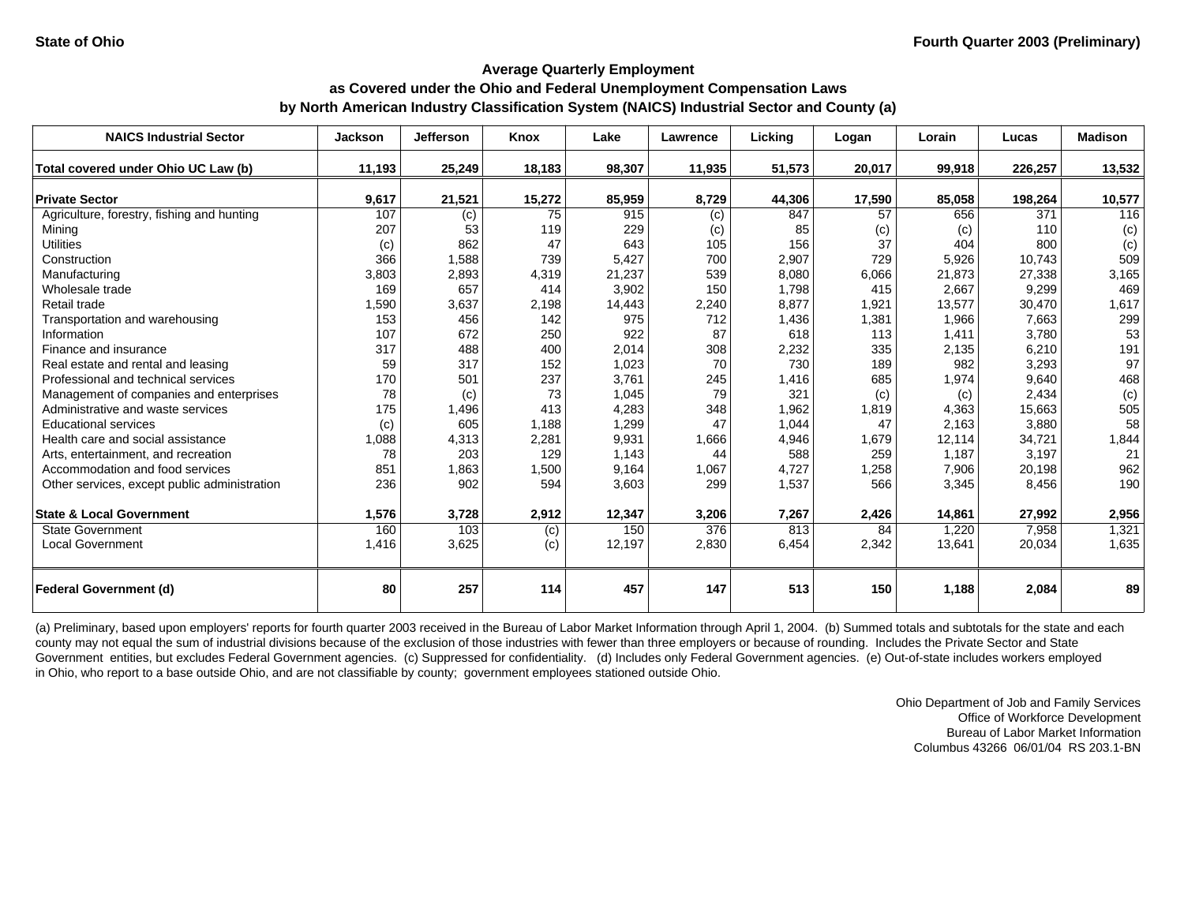State of Ohio

Fourth Quarter 2003 (Preliminary)

## Average Quarterly Employment
## as Covered under the Ohio and Federal Unemployment Compensation Laws
## by North American Industry Classification System (NAICS) Industrial Sector and County (a)

| NAICS Industrial Sector | Jackson | Jefferson | Knox | Lake | Lawrence | Licking | Logan | Lorain | Lucas | Madison |
|---|---|---|---|---|---|---|---|---|---|---|
| **Total covered under Ohio UC Law (b)** | **11,193** | **25,249** | **18,183** | **98,307** | **11,935** | **51,573** | **20,017** | **99,918** | **226,257** | **13,532** |
| **Private Sector** | **9,617** | **21,521** | **15,272** | **85,959** | **8,729** | **44,306** | **17,590** | **85,058** | **198,264** | **10,577** |
| Agriculture, forestry, fishing and hunting | 107 | (c) | 75 | 915 | (c) | 847 | 57 | 656 | 371 | 116 |
| Mining | 207 | 53 | 119 | 229 | (c) | 85 | (c) | (c) | 110 | (c) |
| Utilities | (c) | 862 | 47 | 643 | 105 | 156 | 37 | 404 | 800 | (c) |
| Construction | 366 | 1,588 | 739 | 5,427 | 700 | 2,907 | 729 | 5,926 | 10,743 | 509 |
| Manufacturing | 3,803 | 2,893 | 4,319 | 21,237 | 539 | 8,080 | 6,066 | 21,873 | 27,338 | 3,165 |
| Wholesale trade | 169 | 657 | 414 | 3,902 | 150 | 1,798 | 415 | 2,667 | 9,299 | 469 |
| Retail trade | 1,590 | 3,637 | 2,198 | 14,443 | 2,240 | 8,877 | 1,921 | 13,577 | 30,470 | 1,617 |
| Transportation and warehousing | 153 | 456 | 142 | 975 | 712 | 1,436 | 1,381 | 1,966 | 7,663 | 299 |
| Information | 107 | 672 | 250 | 922 | 87 | 618 | 113 | 1,411 | 3,780 | 53 |
| Finance and insurance | 317 | 488 | 400 | 2,014 | 308 | 2,232 | 335 | 2,135 | 6,210 | 191 |
| Real estate and rental and leasing | 59 | 317 | 152 | 1,023 | 70 | 730 | 189 | 982 | 3,293 | 97 |
| Professional and technical services | 170 | 501 | 237 | 3,761 | 245 | 1,416 | 685 | 1,974 | 9,640 | 468 |
| Management of companies and enterprises | 78 | (c) | 73 | 1,045 | 79 | 321 | (c) | (c) | 2,434 | (c) |
| Administrative and waste services | 175 | 1,496 | 413 | 4,283 | 348 | 1,962 | 1,819 | 4,363 | 15,663 | 505 |
| Educational services | (c) | 605 | 1,188 | 1,299 | 47 | 1,044 | 47 | 2,163 | 3,880 | 58 |
| Health care and social assistance | 1,088 | 4,313 | 2,281 | 9,931 | 1,666 | 4,946 | 1,679 | 12,114 | 34,721 | 1,844 |
| Arts, entertainment, and recreation | 78 | 203 | 129 | 1,143 | 44 | 588 | 259 | 1,187 | 3,197 | 21 |
| Accommodation and food services | 851 | 1,863 | 1,500 | 9,164 | 1,067 | 4,727 | 1,258 | 7,906 | 20,198 | 962 |
| Other services, except public administration | 236 | 902 | 594 | 3,603 | 299 | 1,537 | 566 | 3,345 | 8,456 | 190 |
| **State & Local Government** | **1,576** | **3,728** | **2,912** | **12,347** | **3,206** | **7,267** | **2,426** | **14,861** | **27,992** | **2,956** |
| State Government | 160 | 103 | (c) | 150 | 376 | 813 | 84 | 1,220 | 7,958 | 1,321 |
| Local Government | 1,416 | 3,625 | (c) | 12,197 | 2,830 | 6,454 | 2,342 | 13,641 | 20,034 | 1,635 |
| **Federal Government (d)** | **80** | **257** | **114** | **457** | **147** | **513** | **150** | **1,188** | **2,084** | **89** |

(a) Preliminary, based upon employers' reports for fourth quarter 2003 received in the Bureau of Labor Market Information through April 1, 2004. (b) Summed totals and subtotals for the state and each county may not equal the sum of industrial divisions because of the exclusion of those industries with fewer than three employers or because of rounding. Includes the Private Sector and State Government entities, but excludes Federal Government agencies. (c) Suppressed for confidentiality. (d) Includes only Federal Government agencies. (e) Out-of-state includes workers employed in Ohio, who report to a base outside Ohio, and are not classifiable by county; government employees stationed outside Ohio.

Ohio Department of Job and Family Services
Office of Workforce Development
Bureau of Labor Market Information
Columbus 43266 06/01/04 RS 203.1-BN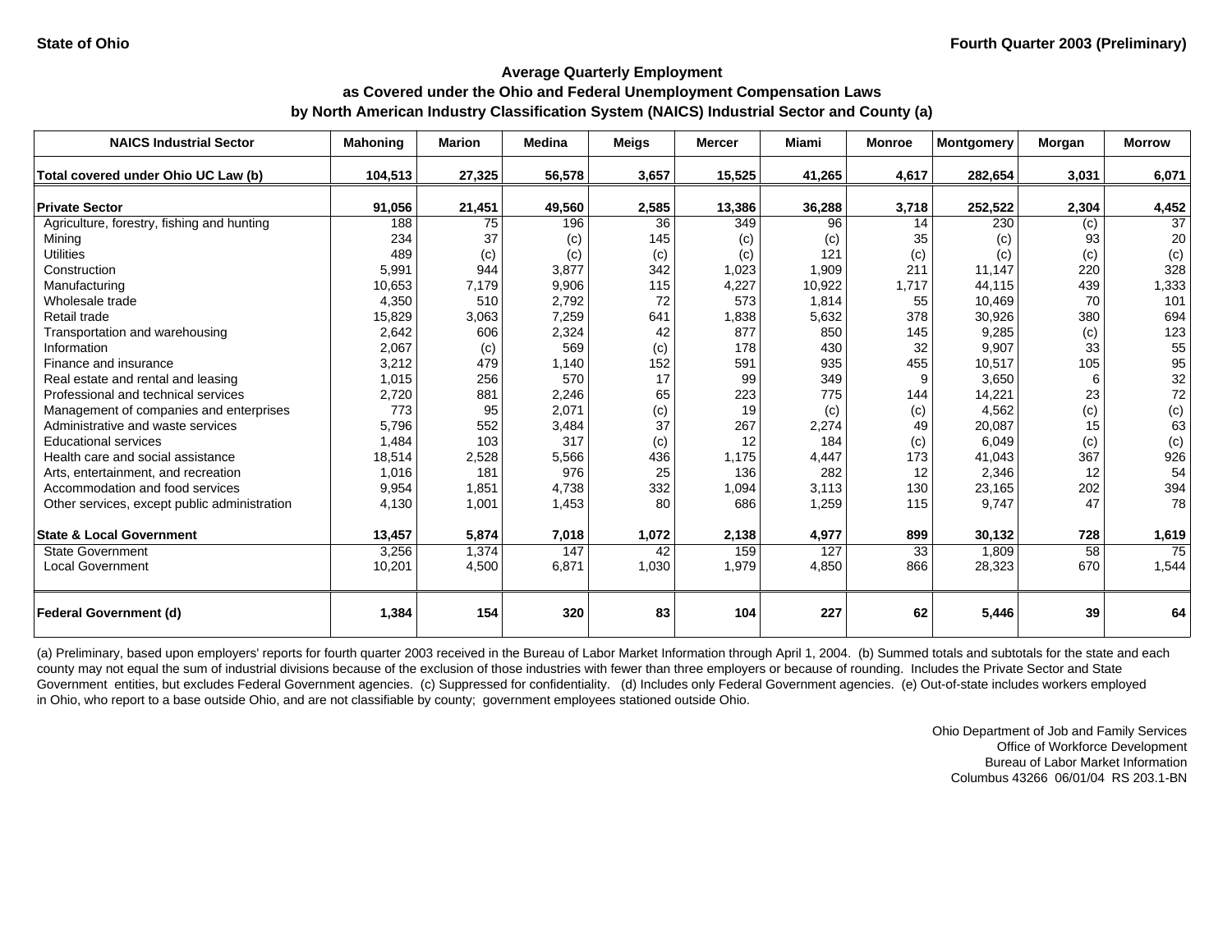State of Ohio

Fourth Quarter 2003 (Preliminary)

### Average Quarterly Employment
### as Covered under the Ohio and Federal Unemployment Compensation Laws
### by North American Industry Classification System (NAICS) Industrial Sector and County (a)

| NAICS Industrial Sector | Mahoning | Marion | Medina | Meigs | Mercer | Miami | Monroe | Montgomery | Morgan | Morrow |
|---|---|---|---|---|---|---|---|---|---|---|
| **Total covered under Ohio UC Law (b)** | **104,513** | **27,325** | **56,578** | **3,657** | **15,525** | **41,265** | **4,617** | **282,654** | **3,031** | **6,071** |
| **Private Sector** | **91,056** | **21,451** | **49,560** | **2,585** | **13,386** | **36,288** | **3,718** | **252,522** | **2,304** | **4,452** |
| Agriculture, forestry, fishing and hunting | 188 | 75 | 196 | 36 | 349 | 96 | 14 | 230 | (c) | 37 |
| Mining | 234 | 37 | (c) | 145 | (c) | (c) | 35 | (c) | 93 | 20 |
| Utilities | 489 | (c) | (c) | (c) | (c) | 121 | (c) | (c) | (c) | (c) |
| Construction | 5,991 | 944 | 3,877 | 342 | 1,023 | 1,909 | 211 | 11,147 | 220 | 328 |
| Manufacturing | 10,653 | 7,179 | 9,906 | 115 | 4,227 | 10,922 | 1,717 | 44,115 | 439 | 1,333 |
| Wholesale trade | 4,350 | 510 | 2,792 | 72 | 573 | 1,814 | 55 | 10,469 | 70 | 101 |
| Retail trade | 15,829 | 3,063 | 7,259 | 641 | 1,838 | 5,632 | 378 | 30,926 | 380 | 694 |
| Transportation and warehousing | 2,642 | 606 | 2,324 | 42 | 877 | 850 | 145 | 9,285 | (c) | 123 |
| Information | 2,067 | (c) | 569 | (c) | 178 | 430 | 32 | 9,907 | 33 | 55 |
| Finance and insurance | 3,212 | 479 | 1,140 | 152 | 591 | 935 | 455 | 10,517 | 105 | 95 |
| Real estate and rental and leasing | 1,015 | 256 | 570 | 17 | 99 | 349 | 9 | 3,650 | 6 | 32 |
| Professional and technical services | 2,720 | 881 | 2,246 | 65 | 223 | 775 | 144 | 14,221 | 23 | 72 |
| Management of companies and enterprises | 773 | 95 | 2,071 | (c) | 19 | (c) | (c) | 4,562 | (c) | (c) |
| Administrative and waste services | 5,796 | 552 | 3,484 | 37 | 267 | 2,274 | 49 | 20,087 | 15 | 63 |
| Educational services | 1,484 | 103 | 317 | (c) | 12 | 184 | (c) | 6,049 | (c) | (c) |
| Health care and social assistance | 18,514 | 2,528 | 5,566 | 436 | 1,175 | 4,447 | 173 | 41,043 | 367 | 926 |
| Arts, entertainment, and recreation | 1,016 | 181 | 976 | 25 | 136 | 282 | 12 | 2,346 | 12 | 54 |
| Accommodation and food services | 9,954 | 1,851 | 4,738 | 332 | 1,094 | 3,113 | 130 | 23,165 | 202 | 394 |
| Other services, except public administration | 4,130 | 1,001 | 1,453 | 80 | 686 | 1,259 | 115 | 9,747 | 47 | 78 |
| **State & Local Government** | **13,457** | **5,874** | **7,018** | **1,072** | **2,138** | **4,977** | **899** | **30,132** | **728** | **1,619** |
| State Government | 3,256 | 1,374 | 147 | 42 | 159 | 127 | 33 | 1,809 | 58 | 75 |
| Local Government | 10,201 | 4,500 | 6,871 | 1,030 | 1,979 | 4,850 | 866 | 28,323 | 670 | 1,544 |
| **Federal Government (d)** | **1,384** | **154** | **320** | **83** | **104** | **227** | **62** | **5,446** | **39** | **64** |

(a) Preliminary, based upon employers' reports for fourth quarter 2003 received in the Bureau of Labor Market Information through April 1, 2004. (b) Summed totals and subtotals for the state and each county may not equal the sum of industrial divisions because of the exclusion of those industries with fewer than three employers or because of rounding. Includes the Private Sector and State Government entities, but excludes Federal Government agencies. (c) Suppressed for confidentiality. (d) Includes only Federal Government agencies. (e) Out-of-state includes workers employed in Ohio, who report to a base outside Ohio, and are not classifiable by county; government employees stationed outside Ohio.

Ohio Department of Job and Family Services
Office of Workforce Development
Bureau of Labor Market Information
Columbus 43266 06/01/04 RS 203.1-BN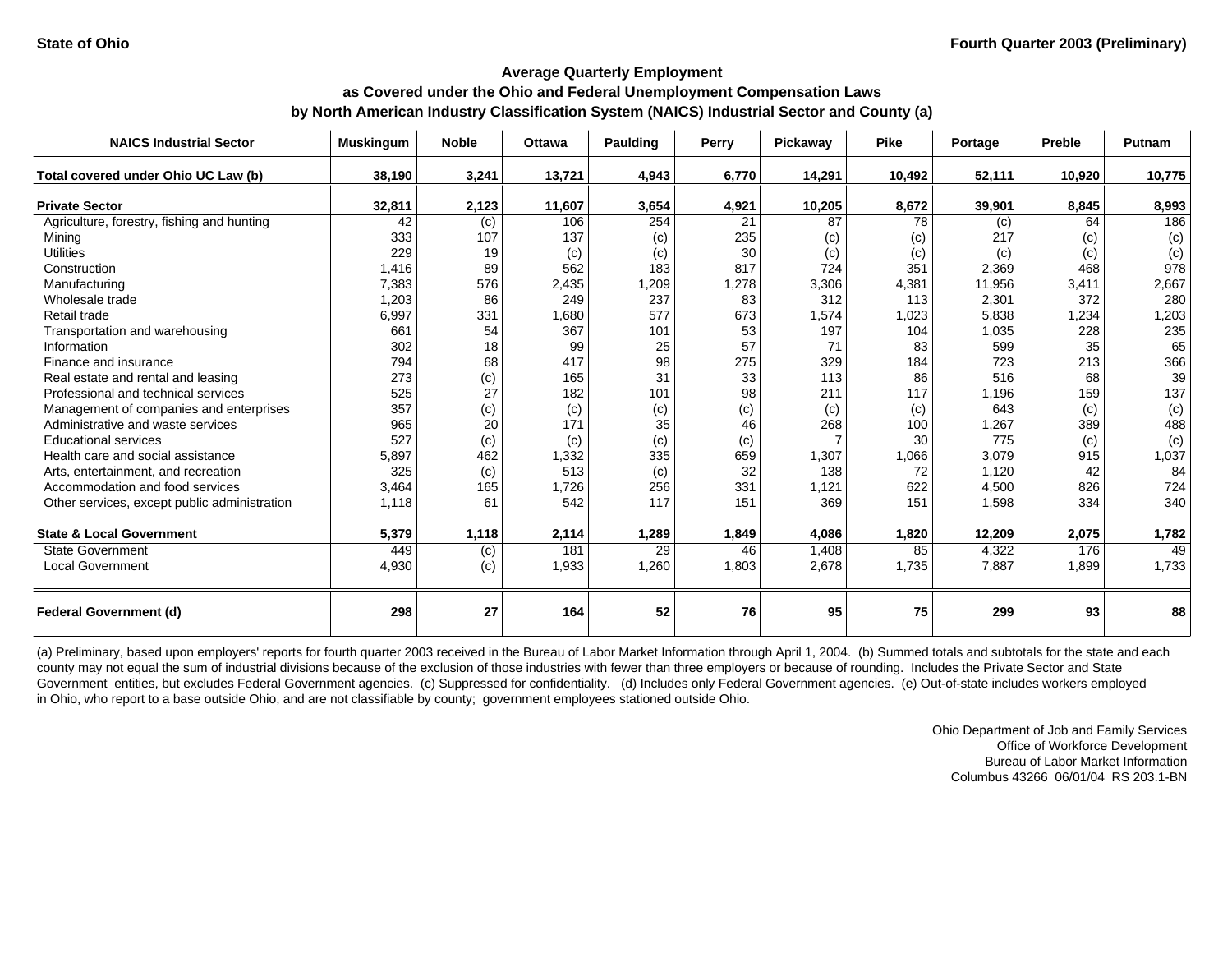State of Ohio — Fourth Quarter 2003 (Preliminary)

## Average Quarterly Employment
### as Covered under the Ohio and Federal Unemployment Compensation Laws
### by North American Industry Classification System (NAICS) Industrial Sector and County (a)

| NAICS Industrial Sector | Muskingum | Noble | Ottawa | Paulding | Perry | Pickaway | Pike | Portage | Preble | Putnam |
|---|---|---|---|---|---|---|---|---|---|---|
| **Total covered under Ohio UC Law (b)** | **38,190** | **3,241** | **13,721** | **4,943** | **6,770** | **14,291** | **10,492** | **52,111** | **10,920** | **10,775** |
| **Private Sector** | **32,811** | **2,123** | **11,607** | **3,654** | **4,921** | **10,205** | **8,672** | **39,901** | **8,845** | **8,993** |
| Agriculture, forestry, fishing and hunting | 42 | (c) | 106 | 254 | 21 | 87 | 78 | (c) | 64 | 186 |
| Mining | 333 | 107 | 137 | (c) | 235 | (c) | (c) | 217 | (c) | (c) |
| Utilities | 229 | 19 | (c) | (c) | 30 | (c) | (c) | (c) | (c) | (c) |
| Construction | 1,416 | 89 | 562 | 183 | 817 | 724 | 351 | 2,369 | 468 | 978 |
| Manufacturing | 7,383 | 576 | 2,435 | 1,209 | 1,278 | 3,306 | 4,381 | 11,956 | 3,411 | 2,667 |
| Wholesale trade | 1,203 | 86 | 249 | 237 | 83 | 312 | 113 | 2,301 | 372 | 280 |
| Retail trade | 6,997 | 331 | 1,680 | 577 | 673 | 1,574 | 1,023 | 5,838 | 1,234 | 1,203 |
| Transportation and warehousing | 661 | 54 | 367 | 101 | 53 | 197 | 104 | 1,035 | 228 | 235 |
| Information | 302 | 18 | 99 | 25 | 57 | 71 | 83 | 599 | 35 | 65 |
| Finance and insurance | 794 | 68 | 417 | 98 | 275 | 329 | 184 | 723 | 213 | 366 |
| Real estate and rental and leasing | 273 | (c) | 165 | 31 | 33 | 113 | 86 | 516 | 68 | 39 |
| Professional and technical services | 525 | 27 | 182 | 101 | 98 | 211 | 117 | 1,196 | 159 | 137 |
| Management of companies and enterprises | 357 | (c) | (c) | (c) | (c) | (c) | (c) | 643 | (c) | (c) |
| Administrative and waste services | 965 | 20 | 171 | 35 | 46 | 268 | 100 | 1,267 | 389 | 488 |
| Educational services | 527 | (c) | (c) | (c) | (c) | 7 | 30 | 775 | (c) | (c) |
| Health care and social assistance | 5,897 | 462 | 1,332 | 335 | 659 | 1,307 | 1,066 | 3,079 | 915 | 1,037 |
| Arts, entertainment, and recreation | 325 | (c) | 513 | (c) | 32 | 138 | 72 | 1,120 | 42 | 84 |
| Accommodation and food services | 3,464 | 165 | 1,726 | 256 | 331 | 1,121 | 622 | 4,500 | 826 | 724 |
| Other services, except public administration | 1,118 | 61 | 542 | 117 | 151 | 369 | 151 | 1,598 | 334 | 340 |
| **State & Local Government** | **5,379** | **1,118** | **2,114** | **1,289** | **1,849** | **4,086** | **1,820** | **12,209** | **2,075** | **1,782** |
| State Government | 449 | (c) | 181 | 29 | 46 | 1,408 | 85 | 4,322 | 176 | 49 |
| Local Government | 4,930 | (c) | 1,933 | 1,260 | 1,803 | 2,678 | 1,735 | 7,887 | 1,899 | 1,733 |
| **Federal Government (d)** | **298** | **27** | **164** | **52** | **76** | **95** | **75** | **299** | **93** | **88** |

(a) Preliminary, based upon employers' reports for fourth quarter 2003 received in the Bureau of Labor Market Information through April 1, 2004. (b) Summed totals and subtotals for the state and each county may not equal the sum of industrial divisions because of the exclusion of those industries with fewer than three employers or because of rounding. Includes the Private Sector and State Government entities, but excludes Federal Government agencies. (c) Suppressed for confidentiality. (d) Includes only Federal Government agencies. (e) Out-of-state includes workers employed in Ohio, who report to a base outside Ohio, and are not classifiable by county; government employees stationed outside Ohio.

Ohio Department of Job and Family Services
Office of Workforce Development
Bureau of Labor Market Information
Columbus 43266 06/01/04 RS 203.1-BN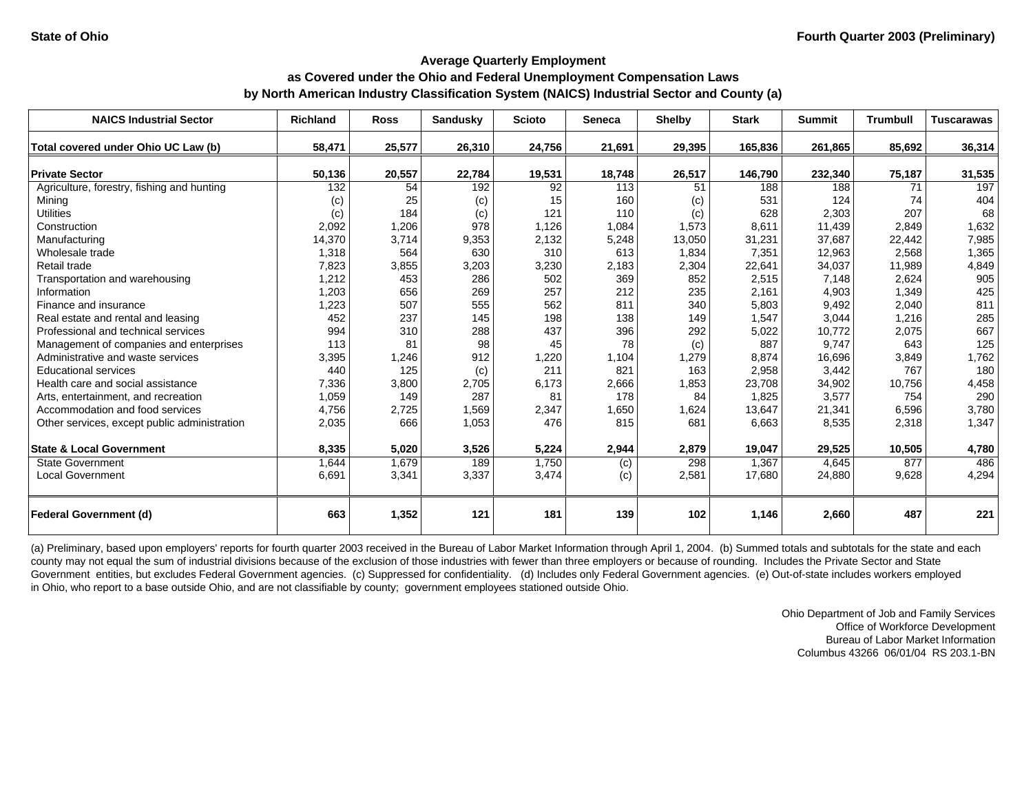State of Ohio | Fourth Quarter 2003 (Preliminary)

### Average Quarterly Employment
### as Covered under the Ohio and Federal Unemployment Compensation Laws
### by North American Industry Classification System (NAICS) Industrial Sector and County (a)

| NAICS Industrial Sector | Richland | Ross | Sandusky | Scioto | Seneca | Shelby | Stark | Summit | Trumbull | Tuscarawas |
|---|---|---|---|---|---|---|---|---|---|---|
| **Total covered under Ohio UC Law (b)** | **58,471** | **25,577** | **26,310** | **24,756** | **21,691** | **29,395** | **165,836** | **261,865** | **85,692** | **36,314** |
| **Private Sector** | **50,136** | **20,557** | **22,784** | **19,531** | **18,748** | **26,517** | **146,790** | **232,340** | **75,187** | **31,535** |
| Agriculture, forestry, fishing and hunting | 132 | 54 | 192 | 92 | 113 | 51 | 188 | 188 | 71 | 197 |
| Mining | (c) | 25 | (c) | 15 | 160 | (c) | 531 | 124 | 74 | 404 |
| Utilities | (c) | 184 | (c) | 121 | 110 | (c) | 628 | 2,303 | 207 | 68 |
| Construction | 2,092 | 1,206 | 978 | 1,126 | 1,084 | 1,573 | 8,611 | 11,439 | 2,849 | 1,632 |
| Manufacturing | 14,370 | 3,714 | 9,353 | 2,132 | 5,248 | 13,050 | 31,231 | 37,687 | 22,442 | 7,985 |
| Wholesale trade | 1,318 | 564 | 630 | 310 | 613 | 1,834 | 7,351 | 12,963 | 2,568 | 1,365 |
| Retail trade | 7,823 | 3,855 | 3,203 | 3,230 | 2,183 | 2,304 | 22,641 | 34,037 | 11,989 | 4,849 |
| Transportation and warehousing | 1,212 | 453 | 286 | 502 | 369 | 852 | 2,515 | 7,148 | 2,624 | 905 |
| Information | 1,203 | 656 | 269 | 257 | 212 | 235 | 2,161 | 4,903 | 1,349 | 425 |
| Finance and insurance | 1,223 | 507 | 555 | 562 | 811 | 340 | 5,803 | 9,492 | 2,040 | 811 |
| Real estate and rental and leasing | 452 | 237 | 145 | 198 | 138 | 149 | 1,547 | 3,044 | 1,216 | 285 |
| Professional and technical services | 994 | 310 | 288 | 437 | 396 | 292 | 5,022 | 10,772 | 2,075 | 667 |
| Management of companies and enterprises | 113 | 81 | 98 | 45 | 78 | (c) | 887 | 9,747 | 643 | 125 |
| Administrative and waste services | 3,395 | 1,246 | 912 | 1,220 | 1,104 | 1,279 | 8,874 | 16,696 | 3,849 | 1,762 |
| Educational services | 440 | 125 | (c) | 211 | 821 | 163 | 2,958 | 3,442 | 767 | 180 |
| Health care and social assistance | 7,336 | 3,800 | 2,705 | 6,173 | 2,666 | 1,853 | 23,708 | 34,902 | 10,756 | 4,458 |
| Arts, entertainment, and recreation | 1,059 | 149 | 287 | 81 | 178 | 84 | 1,825 | 3,577 | 754 | 290 |
| Accommodation and food services | 4,756 | 2,725 | 1,569 | 2,347 | 1,650 | 1,624 | 13,647 | 21,341 | 6,596 | 3,780 |
| Other services, except public administration | 2,035 | 666 | 1,053 | 476 | 815 | 681 | 6,663 | 8,535 | 2,318 | 1,347 |
| **State & Local Government** | **8,335** | **5,020** | **3,526** | **5,224** | **2,944** | **2,879** | **19,047** | **29,525** | **10,505** | **4,780** |
| State Government | 1,644 | 1,679 | 189 | 1,750 | (c) | 298 | 1,367 | 4,645 | 877 | 486 |
| Local Government | 6,691 | 3,341 | 3,337 | 3,474 | (c) | 2,581 | 17,680 | 24,880 | 9,628 | 4,294 |
| **Federal Government (d)** | **663** | **1,352** | **121** | **181** | **139** | **102** | **1,146** | **2,660** | **487** | **221** |

(a) Preliminary, based upon employers' reports for fourth quarter 2003 received in the Bureau of Labor Market Information through April 1, 2004. (b) Summed totals and subtotals for the state and each county may not equal the sum of industrial divisions because of the exclusion of those industries with fewer than three employers or because of rounding. Includes the Private Sector and State Government entities, but excludes Federal Government agencies. (c) Suppressed for confidentiality. (d) Includes only Federal Government agencies. (e) Out-of-state includes workers employed in Ohio, who report to a base outside Ohio, and are not classifiable by county; government employees stationed outside Ohio.

Ohio Department of Job and Family Services
Office of Workforce Development
Bureau of Labor Market Information
Columbus 43266 06/01/04 RS 203.1-BN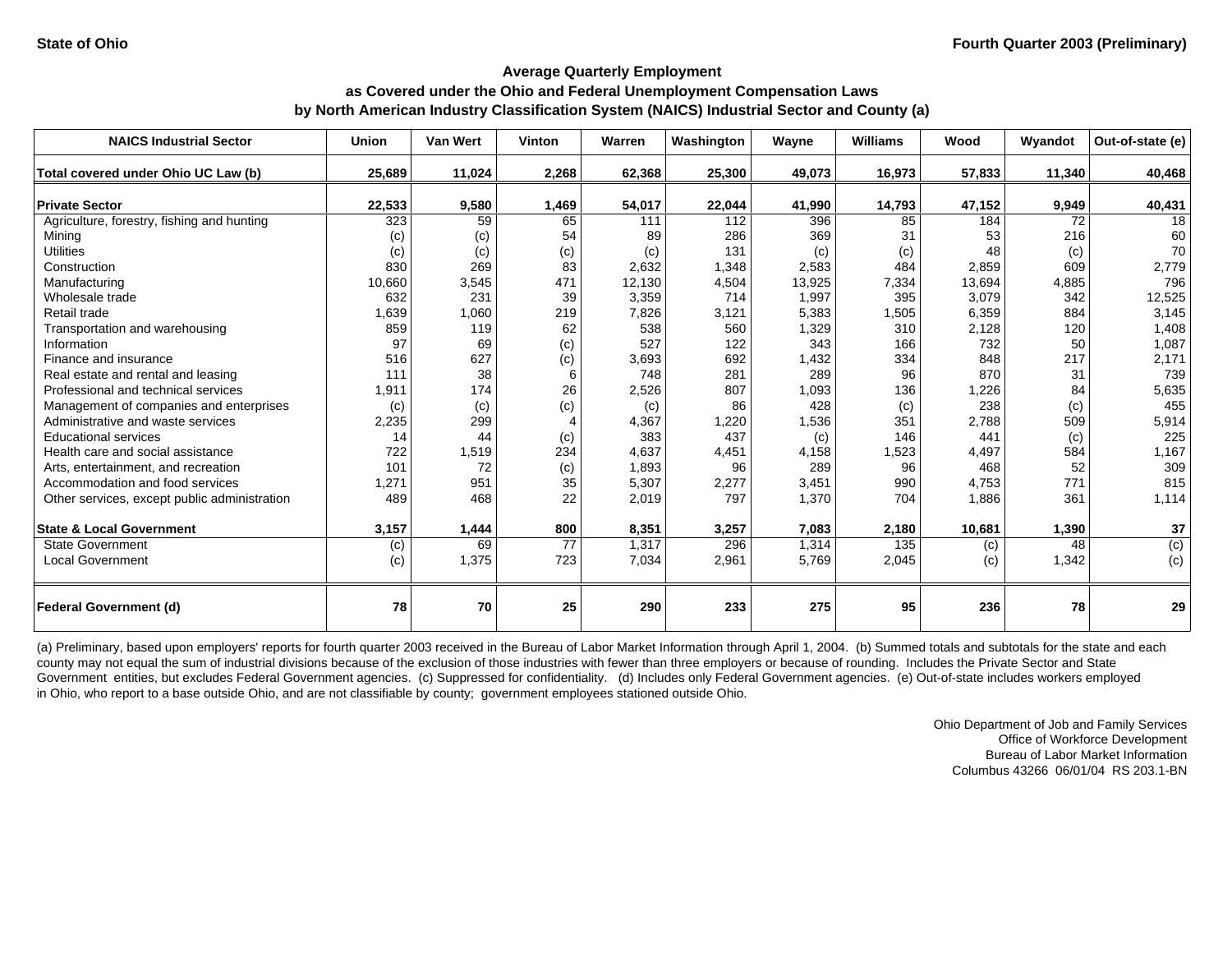**State of Ohio** | **Fourth Quarter 2003 (Preliminary)**

## Average Quarterly Employment
## as Covered under the Ohio and Federal Unemployment Compensation Laws
## by North American Industry Classification System (NAICS) Industrial Sector and County (a)

| NAICS Industrial Sector | Union | Van Wert | Vinton | Warren | Washington | Wayne | Williams | Wood | Wyandot | Out-of-state (e) |
|---|---|---|---|---|---|---|---|---|---|---|
| **Total covered under Ohio UC Law (b)** | **25,689** | **11,024** | **2,268** | **62,368** | **25,300** | **49,073** | **16,973** | **57,833** | **11,340** | **40,468** |
| **Private Sector** | **22,533** | **9,580** | **1,469** | **54,017** | **22,044** | **41,990** | **14,793** | **47,152** | **9,949** | **40,431** |
| Agriculture, forestry, fishing and hunting | 323 | 59 | 65 | 111 | 112 | 396 | 85 | 184 | 72 | 18 |
| Mining | (c) | (c) | 54 | 89 | 286 | 369 | 31 | 53 | 216 | 60 |
| Utilities | (c) | (c) | (c) | (c) | 131 | (c) | (c) | 48 | (c) | 70 |
| Construction | 830 | 269 | 83 | 2,632 | 1,348 | 2,583 | 484 | 2,859 | 609 | 2,779 |
| Manufacturing | 10,660 | 3,545 | 471 | 12,130 | 4,504 | 13,925 | 7,334 | 13,694 | 4,885 | 796 |
| Wholesale trade | 632 | 231 | 39 | 3,359 | 714 | 1,997 | 395 | 3,079 | 342 | 12,525 |
| Retail trade | 1,639 | 1,060 | 219 | 7,826 | 3,121 | 5,383 | 1,505 | 6,359 | 884 | 3,145 |
| Transportation and warehousing | 859 | 119 | 62 | 538 | 560 | 1,329 | 310 | 2,128 | 120 | 1,408 |
| Information | 97 | 69 | (c) | 527 | 122 | 343 | 166 | 732 | 50 | 1,087 |
| Finance and insurance | 516 | 627 | (c) | 3,693 | 692 | 1,432 | 334 | 848 | 217 | 2,171 |
| Real estate and rental and leasing | 111 | 38 | 6 | 748 | 281 | 289 | 96 | 870 | 31 | 739 |
| Professional and technical services | 1,911 | 174 | 26 | 2,526 | 807 | 1,093 | 136 | 1,226 | 84 | 5,635 |
| Management of companies and enterprises | (c) | (c) | (c) | (c) | 86 | 428 | (c) | 238 | (c) | 455 |
| Administrative and waste services | 2,235 | 299 | 4 | 4,367 | 1,220 | 1,536 | 351 | 2,788 | 509 | 5,914 |
| Educational services | 14 | 44 | (c) | 383 | 437 | (c) | 146 | 441 | (c) | 225 |
| Health care and social assistance | 722 | 1,519 | 234 | 4,637 | 4,451 | 4,158 | 1,523 | 4,497 | 584 | 1,167 |
| Arts, entertainment, and recreation | 101 | 72 | (c) | 1,893 | 96 | 289 | 96 | 468 | 52 | 309 |
| Accommodation and food services | 1,271 | 951 | 35 | 5,307 | 2,277 | 3,451 | 990 | 4,753 | 771 | 815 |
| Other services, except public administration | 489 | 468 | 22 | 2,019 | 797 | 1,370 | 704 | 1,886 | 361 | 1,114 |
| **State & Local Government** | **3,157** | **1,444** | **800** | **8,351** | **3,257** | **7,083** | **2,180** | **10,681** | **1,390** | **37** |
| State Government | (c) | 69 | 77 | 1,317 | 296 | 1,314 | 135 | (c) | 48 | (c) |
| Local Government | (c) | 1,375 | 723 | 7,034 | 2,961 | 5,769 | 2,045 | (c) | 1,342 | (c) |
| **Federal Government (d)** | **78** | **70** | **25** | **290** | **233** | **275** | **95** | **236** | **78** | **29** |

(a) Preliminary, based upon employers' reports for fourth quarter 2003 received in the Bureau of Labor Market Information through April 1, 2004. (b) Summed totals and subtotals for the state and each county may not equal the sum of industrial divisions because of the exclusion of those industries with fewer than three employers or because of rounding. Includes the Private Sector and State Government entities, but excludes Federal Government agencies. (c) Suppressed for confidentiality. (d) Includes only Federal Government agencies. (e) Out-of-state includes workers employed in Ohio, who report to a base outside Ohio, and are not classifiable by county; government employees stationed outside Ohio.

Ohio Department of Job and Family Services
Office of Workforce Development
Bureau of Labor Market Information
Columbus 43266 06/01/04 RS 203.1-BN